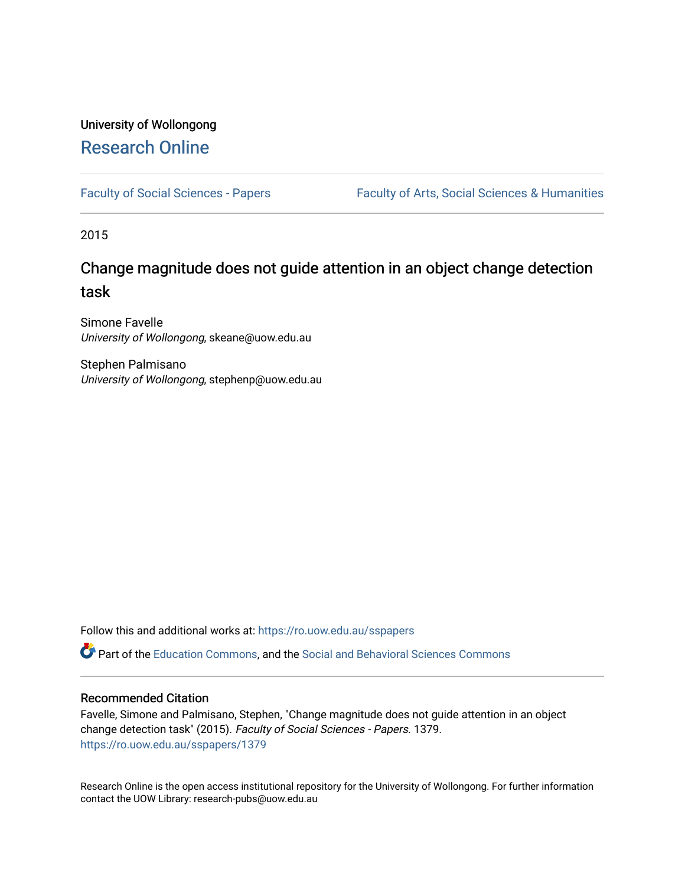University of Wollongong

# Research Online

Faculty of Social Sciences - Papers | Faculty of Arts, Social Sciences & Humanities

2015

## Change magnitude does not guide attention in an object change detection task

Simone Favelle
*University of Wollongong*, skeane@uow.edu.au

Stephen Palmisano
*University of Wollongong*, stephenp@uow.edu.au

Follow this and additional works at: https://ro.uow.edu.au/sspapers

Part of the Education Commons, and the Social and Behavioral Sciences Commons

### Recommended Citation

Favelle, Simone and Palmisano, Stephen, "Change magnitude does not guide attention in an object change detection task" (2015). *Faculty of Social Sciences - Papers*. 1379.
https://ro.uow.edu.au/sspapers/1379

Research Online is the open access institutional repository for the University of Wollongong. For further information contact the UOW Library: research-pubs@uow.edu.au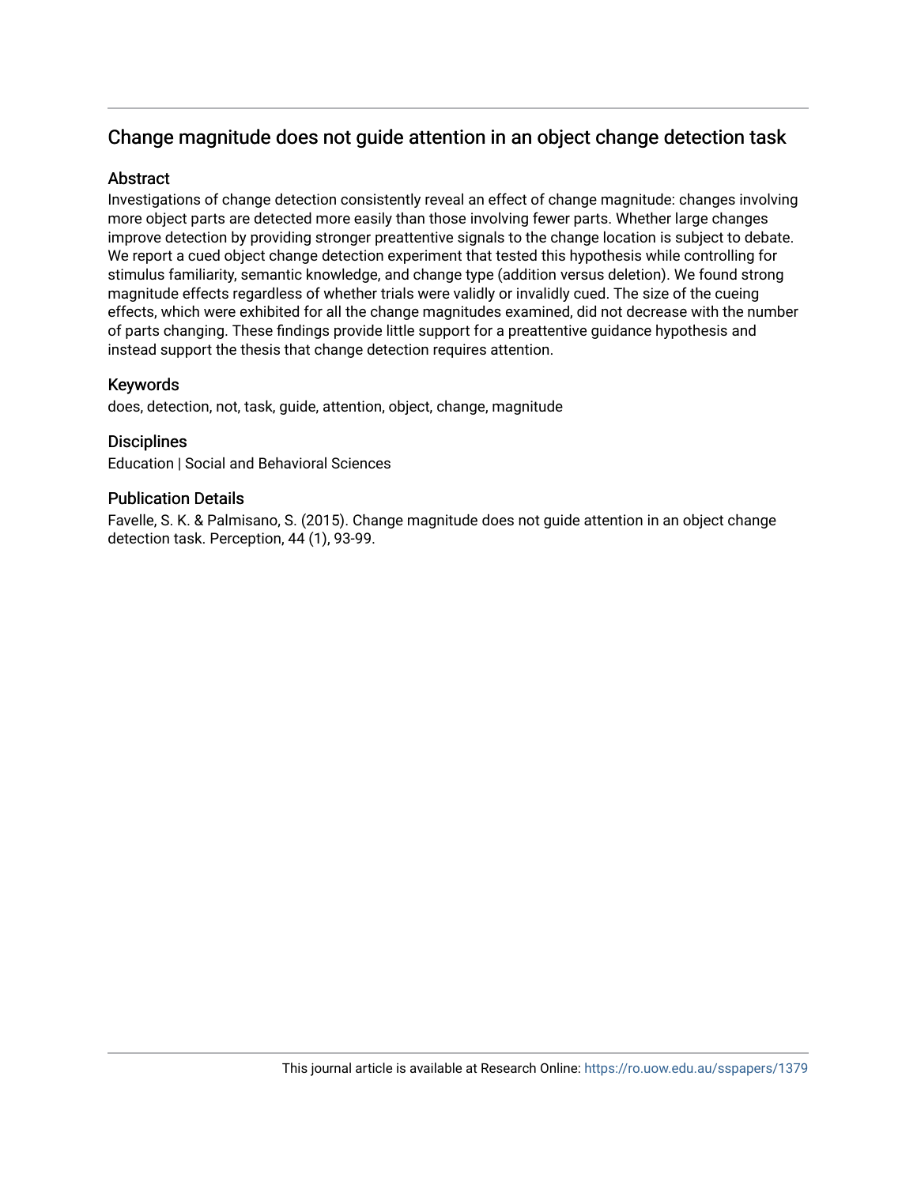## Change magnitude does not guide attention in an object change detection task

### Abstract

Investigations of change detection consistently reveal an effect of change magnitude: changes involving more object parts are detected more easily than those involving fewer parts. Whether large changes improve detection by providing stronger preattentive signals to the change location is subject to debate. We report a cued object change detection experiment that tested this hypothesis while controlling for stimulus familiarity, semantic knowledge, and change type (addition versus deletion). We found strong magnitude effects regardless of whether trials were validly or invalidly cued. The size of the cueing effects, which were exhibited for all the change magnitudes examined, did not decrease with the number of parts changing. These findings provide little support for a preattentive guidance hypothesis and instead support the thesis that change detection requires attention.

### Keywords

does, detection, not, task, guide, attention, object, change, magnitude

### Disciplines

Education | Social and Behavioral Sciences

### Publication Details

Favelle, S. K. & Palmisano, S. (2015). Change magnitude does not guide attention in an object change detection task. Perception, 44 (1), 93-99.

This journal article is available at Research Online: https://ro.uow.edu.au/sspapers/1379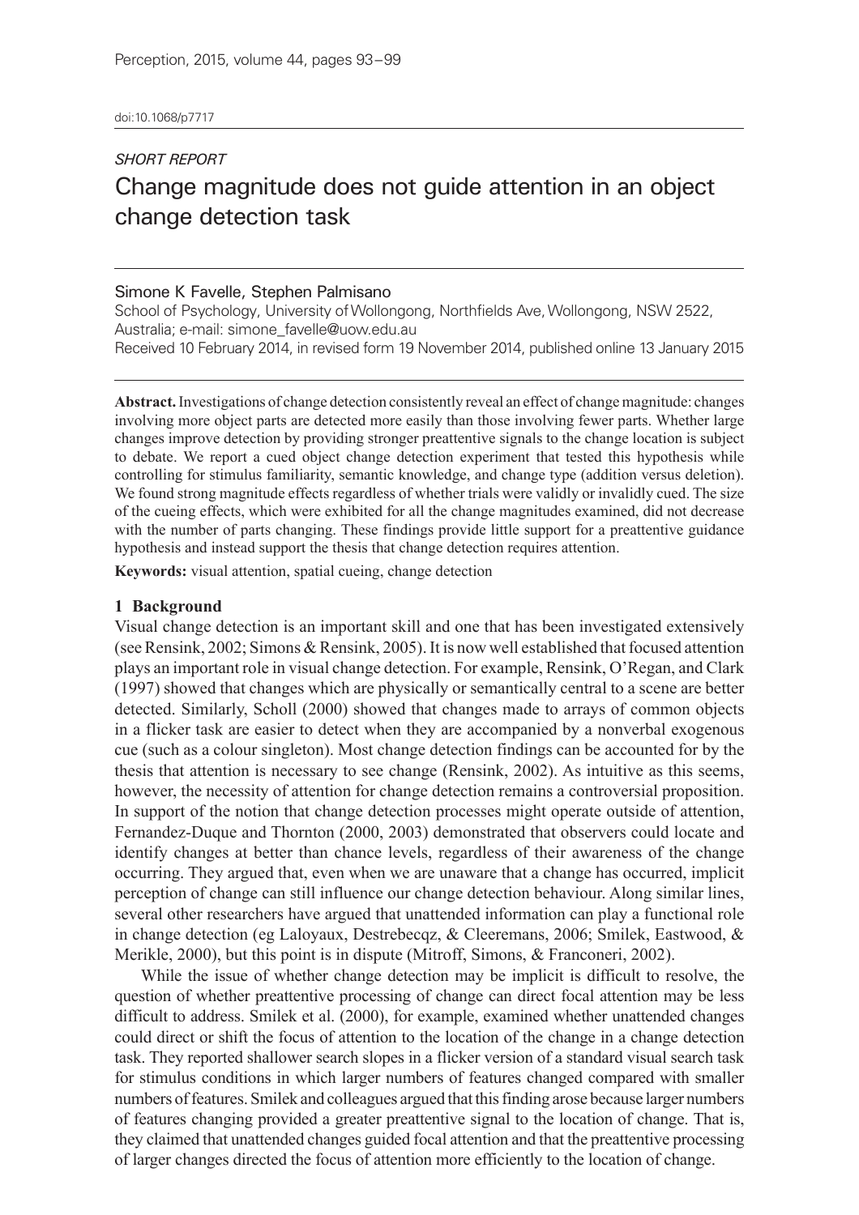doi:10.1068/p7717

*SHORT REPORT*

# Change magnitude does not guide attention in an object change detection task

**Simone K Favelle, Stephen Palmisano**

School of Psychology, University of Wollongong, Northfields Ave, Wollongong, NSW 2522, Australia; e-mail: simone_favelle@uow.edu.au

Received 10 February 2014, in revised form 19 November 2014, published online 13 January 2015

**Abstract.** Investigations of change detection consistently reveal an effect of change magnitude: changes involving more object parts are detected more easily than those involving fewer parts. Whether large changes improve detection by providing stronger preattentive signals to the change location is subject to debate. We report a cued object change detection experiment that tested this hypothesis while controlling for stimulus familiarity, semantic knowledge, and change type (addition versus deletion). We found strong magnitude effects regardless of whether trials were validly or invalidly cued. The size of the cueing effects, which were exhibited for all the change magnitudes examined, did not decrease with the number of parts changing. These findings provide little support for a preattentive guidance hypothesis and instead support the thesis that change detection requires attention.

**Keywords:** visual attention, spatial cueing, change detection

## 1 Background

Visual change detection is an important skill and one that has been investigated extensively (see Rensink, 2002; Simons & Rensink, 2005). It is now well established that focused attention plays an important role in visual change detection. For example, Rensink, O'Regan, and Clark (1997) showed that changes which are physically or semantically central to a scene are better detected. Similarly, Scholl (2000) showed that changes made to arrays of common objects in a flicker task are easier to detect when they are accompanied by a nonverbal exogenous cue (such as a colour singleton). Most change detection findings can be accounted for by the thesis that attention is necessary to see change (Rensink, 2002). As intuitive as this seems, however, the necessity of attention for change detection remains a controversial proposition. In support of the notion that change detection processes might operate outside of attention, Fernandez-Duque and Thornton (2000, 2003) demonstrated that observers could locate and identify changes at better than chance levels, regardless of their awareness of the change occurring. They argued that, even when we are unaware that a change has occurred, implicit perception of change can still influence our change detection behaviour. Along similar lines, several other researchers have argued that unattended information can play a functional role in change detection (eg Laloyaux, Destrebecqz, & Cleeremans, 2006; Smilek, Eastwood, & Merikle, 2000), but this point is in dispute (Mitroff, Simons, & Franconeri, 2002).

While the issue of whether change detection may be implicit is difficult to resolve, the question of whether preattentive processing of change can direct focal attention may be less difficult to address. Smilek et al. (2000), for example, examined whether unattended changes could direct or shift the focus of attention to the location of the change in a change detection task. They reported shallower search slopes in a flicker version of a standard visual search task for stimulus conditions in which larger numbers of features changed compared with smaller numbers of features. Smilek and colleagues argued that this finding arose because larger numbers of features changing provided a greater preattentive signal to the location of change. That is, they claimed that unattended changes guided focal attention and that the preattentive processing of larger changes directed the focus of attention more efficiently to the location of change.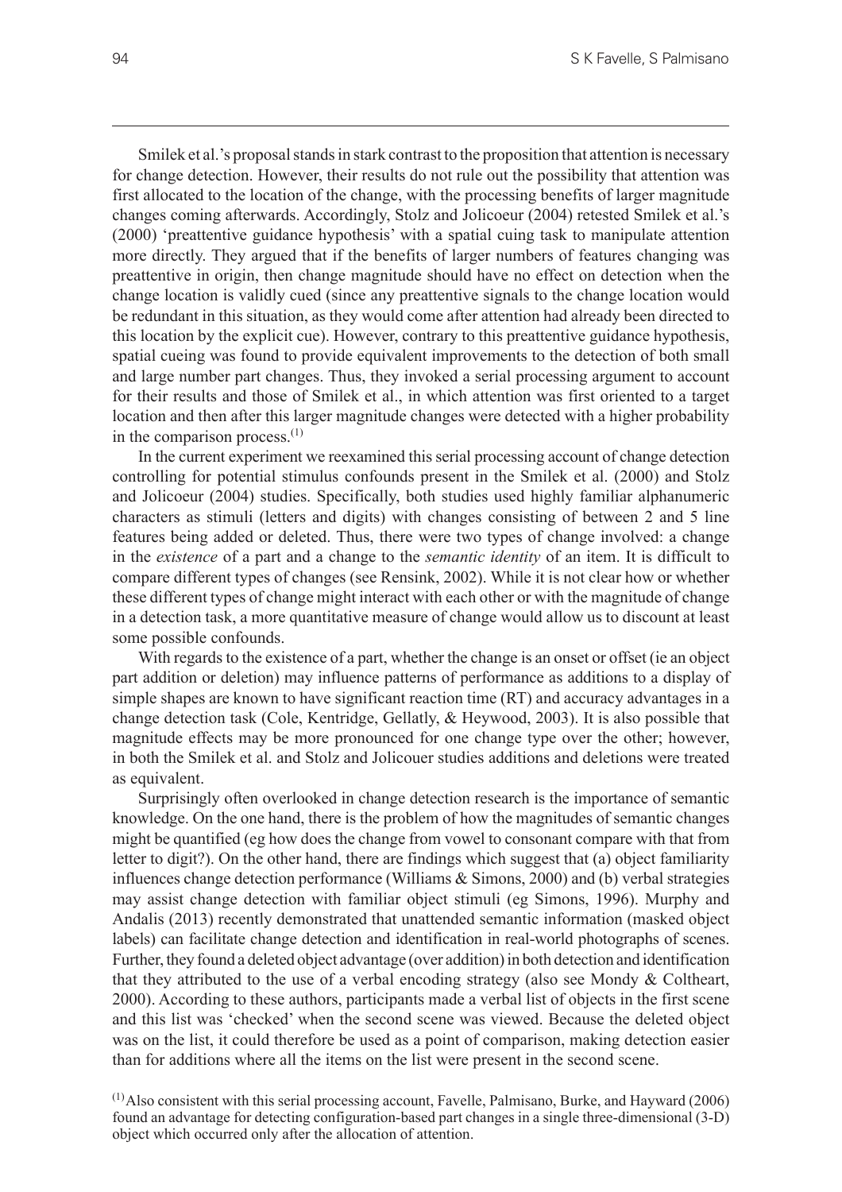Smilek et al.'s proposal stands in stark contrast to the proposition that attention is necessary for change detection. However, their results do not rule out the possibility that attention was first allocated to the location of the change, with the processing benefits of larger magnitude changes coming afterwards. Accordingly, Stolz and Jolicoeur (2004) retested Smilek et al.'s (2000) 'preattentive guidance hypothesis' with a spatial cuing task to manipulate attention more directly. They argued that if the benefits of larger numbers of features changing was preattentive in origin, then change magnitude should have no effect on detection when the change location is validly cued (since any preattentive signals to the change location would be redundant in this situation, as they would come after attention had already been directed to this location by the explicit cue). However, contrary to this preattentive guidance hypothesis, spatial cueing was found to provide equivalent improvements to the detection of both small and large number part changes. Thus, they invoked a serial processing argument to account for their results and those of Smilek et al., in which attention was first oriented to a target location and then after this larger magnitude changes were detected with a higher probability in the comparison process.[1]

In the current experiment we reexamined this serial processing account of change detection controlling for potential stimulus confounds present in the Smilek et al. (2000) and Stolz and Jolicoeur (2004) studies. Specifically, both studies used highly familiar alphanumeric characters as stimuli (letters and digits) with changes consisting of between 2 and 5 line features being added or deleted. Thus, there were two types of change involved: a change in the *existence* of a part and a change to the *semantic identity* of an item. It is difficult to compare different types of changes (see Rensink, 2002). While it is not clear how or whether these different types of change might interact with each other or with the magnitude of change in a detection task, a more quantitative measure of change would allow us to discount at least some possible confounds.

With regards to the existence of a part, whether the change is an onset or offset (ie an object part addition or deletion) may influence patterns of performance as additions to a display of simple shapes are known to have significant reaction time (RT) and accuracy advantages in a change detection task (Cole, Kentridge, Gellatly, & Heywood, 2003). It is also possible that magnitude effects may be more pronounced for one change type over the other; however, in both the Smilek et al. and Stolz and Jolicouer studies additions and deletions were treated as equivalent.

Surprisingly often overlooked in change detection research is the importance of semantic knowledge. On the one hand, there is the problem of how the magnitudes of semantic changes might be quantified (eg how does the change from vowel to consonant compare with that from letter to digit?). On the other hand, there are findings which suggest that (a) object familiarity influences change detection performance (Williams & Simons, 2000) and (b) verbal strategies may assist change detection with familiar object stimuli (eg Simons, 1996). Murphy and Andalis (2013) recently demonstrated that unattended semantic information (masked object labels) can facilitate change detection and identification in real-world photographs of scenes. Further, they found a deleted object advantage (over addition) in both detection and identification that they attributed to the use of a verbal encoding strategy (also see Mondy & Coltheart, 2000). According to these authors, participants made a verbal list of objects in the first scene and this list was 'checked' when the second scene was viewed. Because the deleted object was on the list, it could therefore be used as a point of comparison, making detection easier than for additions where all the items on the list were present in the second scene.

[1] Also consistent with this serial processing account, Favelle, Palmisano, Burke, and Hayward (2006) found an advantage for detecting configuration-based part changes in a single three-dimensional (3-D) object which occurred only after the allocation of attention.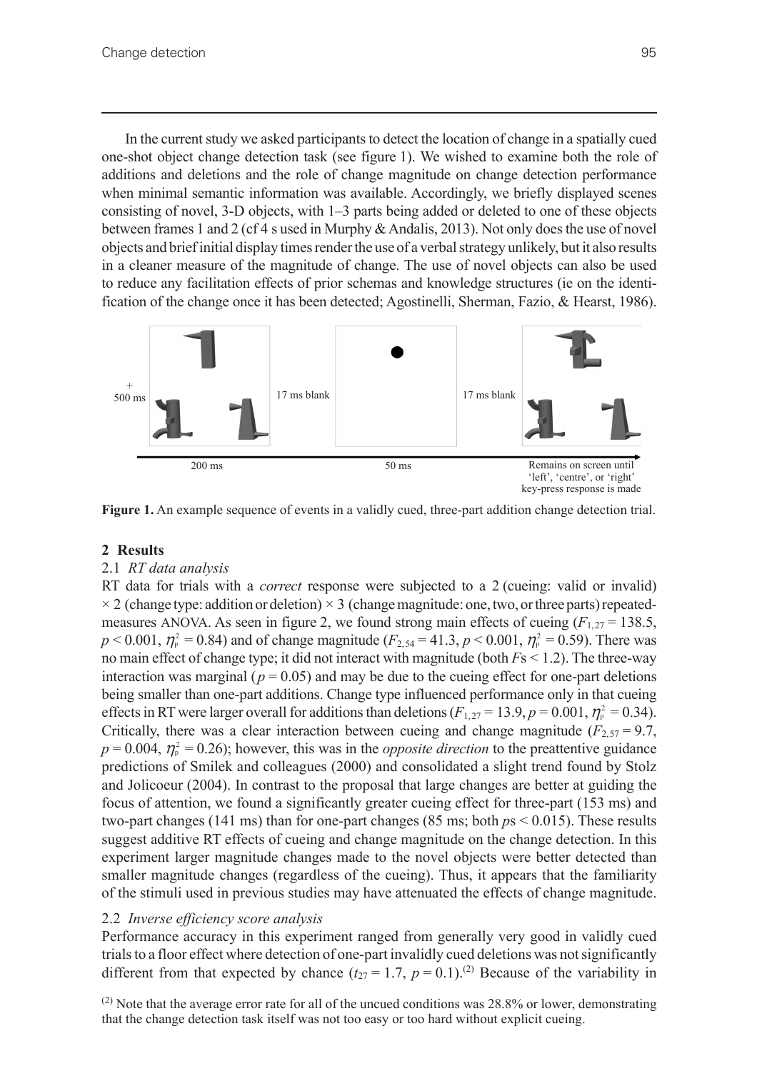In the current study we asked participants to detect the location of change in a spatially cued one-shot object change detection task (see figure 1). We wished to examine both the role of additions and deletions and the role of change magnitude on change detection performance when minimal semantic information was available. Accordingly, we briefly displayed scenes consisting of novel, 3-D objects, with 1–3 parts being added or deleted to one of these objects between frames 1 and 2 (cf 4 s used in Murphy & Andalis, 2013). Not only does the use of novel objects and brief initial display times render the use of a verbal strategy unlikely, but it also results in a cleaner measure of the magnitude of change. The use of novel objects can also be used to reduce any facilitation effects of prior schemas and knowledge structures (ie on the identification of the change once it has been detected; Agostinelli, Sherman, Fazio, & Hearst, 1986).

+ 500 ms | 200 ms | 17 ms blank | 50 ms | 17 ms blank | Remains on screen until 'left', 'centre', or 'right' key-press response is made

**Figure 1.** An example sequence of events in a validly cued, three-part addition change detection trial.

## 2 Results

### 2.1 *RT data analysis*

RT data for trials with a *correct* response were subjected to a 2 (cueing: valid or invalid) × 2 (change type: addition or deletion) × 3 (change magnitude: one, two, or three parts) repeated-measures ANOVA. As seen in figure 2, we found strong main effects of cueing ($F_{1,27} = 138.5$, $p < 0.001$, $\eta_p^2 = 0.84$) and of change magnitude ($F_{2,54} = 41.3$, $p < 0.001$, $\eta_p^2 = 0.59$). There was no main effect of change type; it did not interact with magnitude (both $F$s < 1.2). The three-way interaction was marginal ($p = 0.05$) and may be due to the cueing effect for one-part deletions being smaller than one-part additions. Change type influenced performance only in that cueing effects in RT were larger overall for additions than deletions ($F_{1,27} = 13.9$, $p = 0.001$, $\eta_p^2 = 0.34$). Critically, there was a clear interaction between cueing and change magnitude ($F_{2,57} = 9.7$, $p = 0.004$, $\eta_p^2 = 0.26$); however, this was in the *opposite direction* to the preattentive guidance predictions of Smilek and colleagues (2000) and consolidated a slight trend found by Stolz and Jolicoeur (2004). In contrast to the proposal that large changes are better at guiding the focus of attention, we found a significantly greater cueing effect for three-part (153 ms) and two-part changes (141 ms) than for one-part changes (85 ms; both $p$s < 0.015). These results suggest additive RT effects of cueing and change magnitude on the change detection. In this experiment larger magnitude changes made to the novel objects were better detected than smaller magnitude changes (regardless of the cueing). Thus, it appears that the familiarity of the stimuli used in previous studies may have attenuated the effects of change magnitude.

### 2.2 *Inverse efficiency score analysis*

Performance accuracy in this experiment ranged from generally very good in validly cued trials to a floor effect where detection of one-part invalidly cued deletions was not significantly different from that expected by chance ($t_{27} = 1.7$, $p = 0.1$).[(2)] Because of the variability in

[(2)] Note that the average error rate for all of the uncued conditions was 28.8% or lower, demonstrating that the change detection task itself was not too easy or too hard without explicit cueing.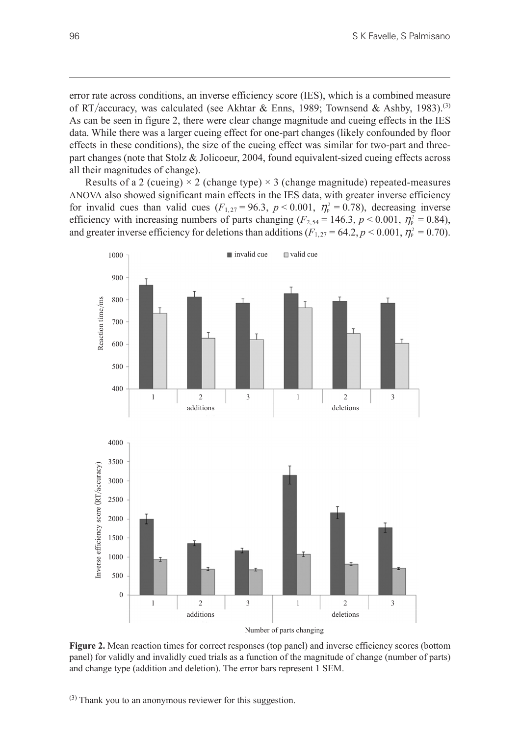error rate across conditions, an inverse efficiency score (IES), which is a combined measure of RT/accuracy, was calculated (see Akhtar & Enns, 1989; Townsend & Ashby, 1983).[3] As can be seen in figure 2, there were clear change magnitude and cueing effects in the IES data. While there was a larger cueing effect for one-part changes (likely confounded by floor effects in these conditions), the size of the cueing effect was similar for two-part and three-part changes (note that Stolz & Jolicoeur, 2004, found equivalent-sized cueing effects across all their magnitudes of change).

Results of a 2 (cueing) × 2 (change type) × 3 (change magnitude) repeated-measures ANOVA also showed significant main effects in the IES data, with greater inverse efficiency for invalid cues than valid cues ($F_{1,27} = 96.3$, $p < 0.001$, $\eta_p^2 = 0.78$), decreasing inverse efficiency with increasing numbers of parts changing ($F_{2,54} = 146.3$, $p < 0.001$, $\eta_p^2 = 0.84$), and greater inverse efficiency for deletions than additions ($F_{1,27} = 64.2$, $p < 0.001$, $\eta_p^2 = 0.70$).

**Figure 2.** Mean reaction times for correct responses (top panel) and inverse efficiency scores (bottom panel) for validly and invalidly cued trials as a function of the magnitude of change (number of parts) and change type (addition and deletion). The error bars represent 1 SEM.

[3] Thank you to an anonymous reviewer for this suggestion.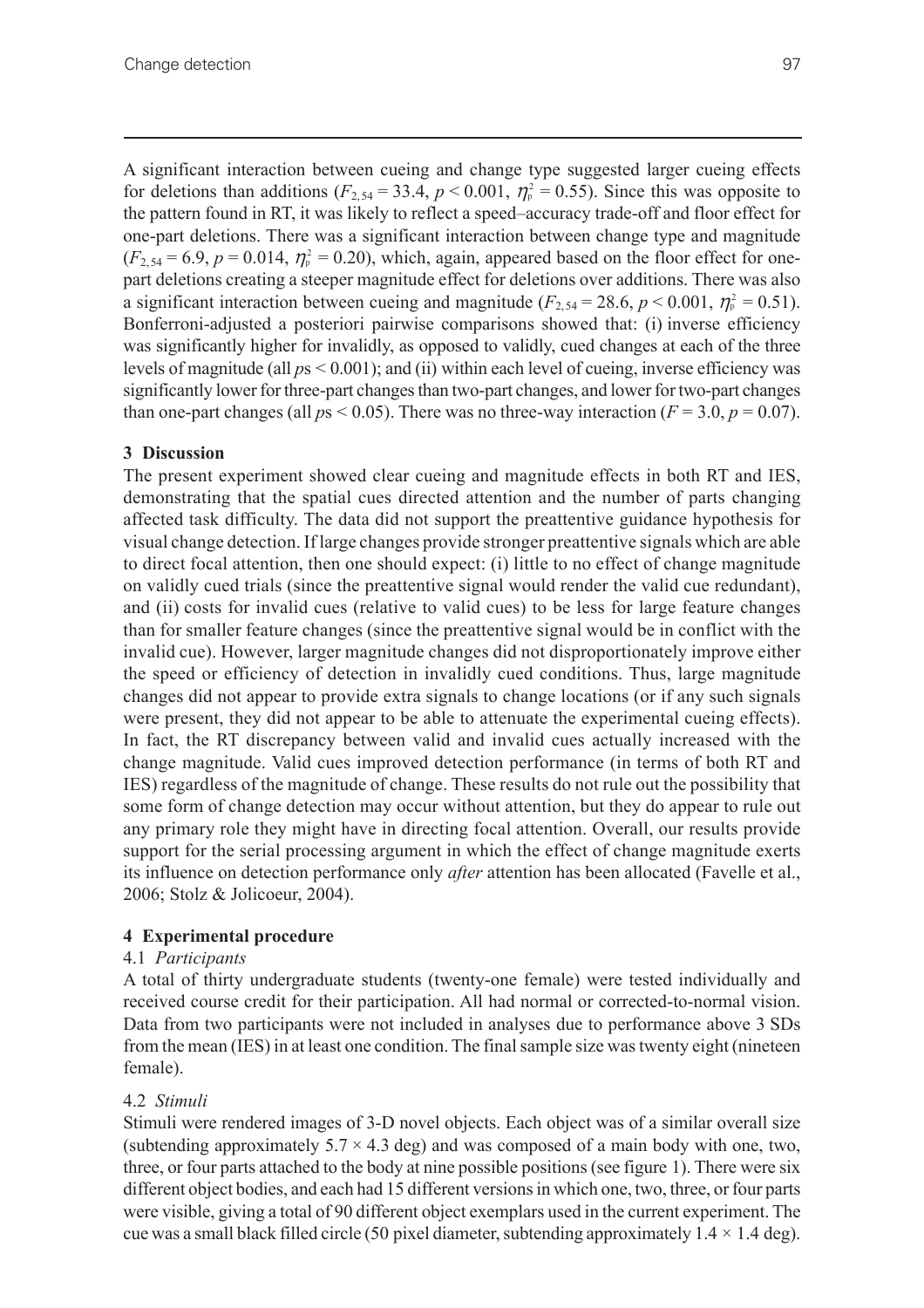A significant interaction between cueing and change type suggested larger cueing effects for deletions than additions ($F_{2,54} = 33.4$, $p < 0.001$, $\eta_p^2 = 0.55$). Since this was opposite to the pattern found in RT, it was likely to reflect a speed–accuracy trade-off and floor effect for one-part deletions. There was a significant interaction between change type and magnitude ($F_{2,54} = 6.9$, $p = 0.014$, $\eta_p^2 = 0.20$), which, again, appeared based on the floor effect for one-part deletions creating a steeper magnitude effect for deletions over additions. There was also a significant interaction between cueing and magnitude ($F_{2,54} = 28.6$, $p < 0.001$, $\eta_p^2 = 0.51$). Bonferroni-adjusted a posteriori pairwise comparisons showed that: (i) inverse efficiency was significantly higher for invalidly, as opposed to validly, cued changes at each of the three levels of magnitude (all $p$s $< 0.001$); and (ii) within each level of cueing, inverse efficiency was significantly lower for three-part changes than two-part changes, and lower for two-part changes than one-part changes (all $p$s $< 0.05$). There was no three-way interaction ($F = 3.0$, $p = 0.07$).

## 3 Discussion

The present experiment showed clear cueing and magnitude effects in both RT and IES, demonstrating that the spatial cues directed attention and the number of parts changing affected task difficulty. The data did not support the preattentive guidance hypothesis for visual change detection. If large changes provide stronger preattentive signals which are able to direct focal attention, then one should expect: (i) little to no effect of change magnitude on validly cued trials (since the preattentive signal would render the valid cue redundant), and (ii) costs for invalid cues (relative to valid cues) to be less for large feature changes than for smaller feature changes (since the preattentive signal would be in conflict with the invalid cue). However, larger magnitude changes did not disproportionately improve either the speed or efficiency of detection in invalidly cued conditions. Thus, large magnitude changes did not appear to provide extra signals to change locations (or if any such signals were present, they did not appear to be able to attenuate the experimental cueing effects). In fact, the RT discrepancy between valid and invalid cues actually increased with the change magnitude. Valid cues improved detection performance (in terms of both RT and IES) regardless of the magnitude of change. These results do not rule out the possibility that some form of change detection may occur without attention, but they do appear to rule out any primary role they might have in directing focal attention. Overall, our results provide support for the serial processing argument in which the effect of change magnitude exerts its influence on detection performance only *after* attention has been allocated (Favelle et al., 2006; Stolz & Jolicoeur, 2004).

## 4 Experimental procedure

### 4.1 *Participants*

A total of thirty undergraduate students (twenty-one female) were tested individually and received course credit for their participation. All had normal or corrected-to-normal vision. Data from two participants were not included in analyses due to performance above 3 SDs from the mean (IES) in at least one condition. The final sample size was twenty eight (nineteen female).

### 4.2 *Stimuli*

Stimuli were rendered images of 3-D novel objects. Each object was of a similar overall size (subtending approximately $5.7 \times 4.3$ deg) and was composed of a main body with one, two, three, or four parts attached to the body at nine possible positions (see figure 1). There were six different object bodies, and each had 15 different versions in which one, two, three, or four parts were visible, giving a total of 90 different object exemplars used in the current experiment. The cue was a small black filled circle (50 pixel diameter, subtending approximately $1.4 \times 1.4$ deg).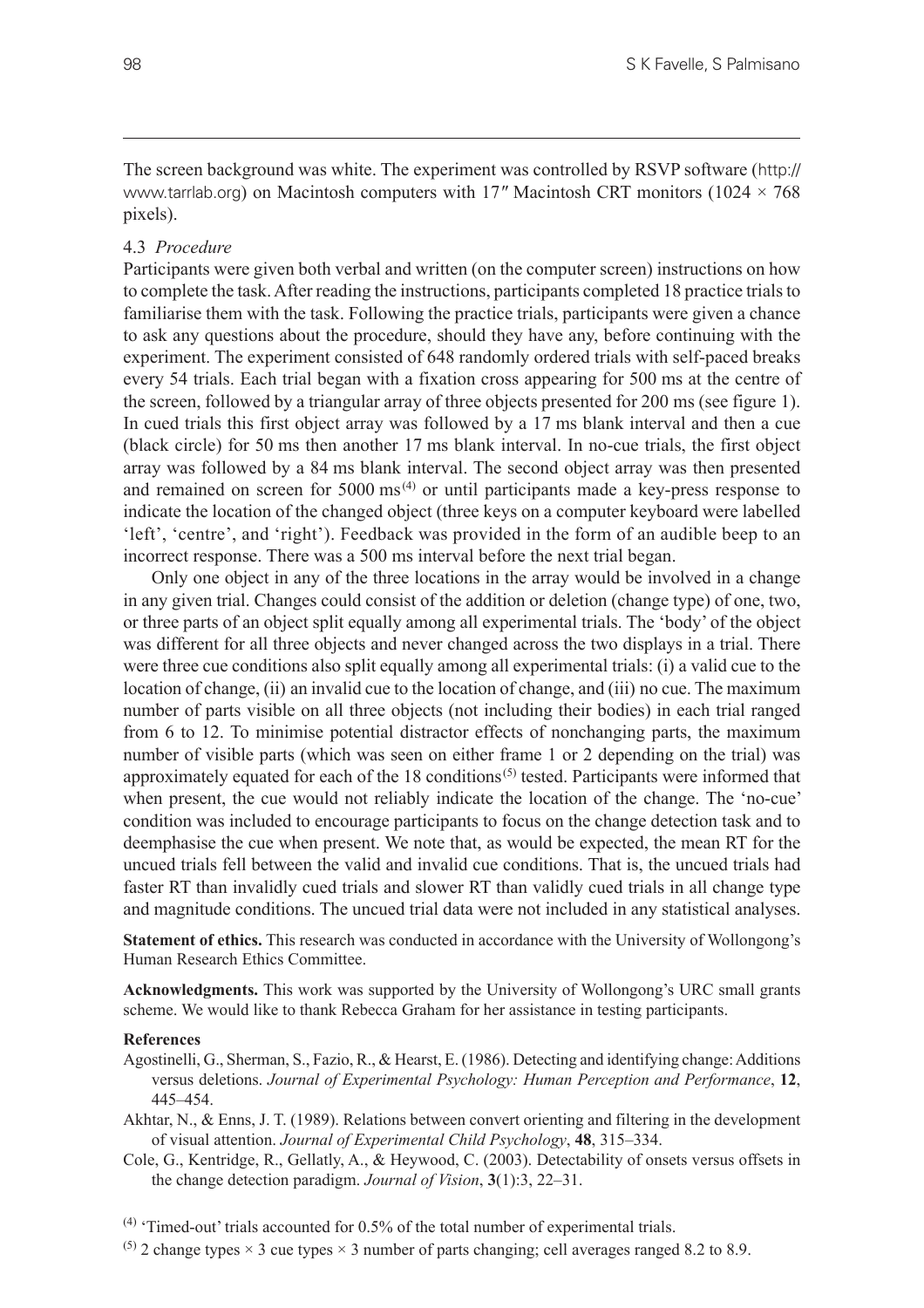The screen background was white. The experiment was controlled by RSVP software (http://www.tarrlab.org) on Macintosh computers with 17″ Macintosh CRT monitors (1024 × 768 pixels).

### 4.3 *Procedure*

Participants were given both verbal and written (on the computer screen) instructions on how to complete the task. After reading the instructions, participants completed 18 practice trials to familiarise them with the task. Following the practice trials, participants were given a chance to ask any questions about the procedure, should they have any, before continuing with the experiment. The experiment consisted of 648 randomly ordered trials with self-paced breaks every 54 trials. Each trial began with a fixation cross appearing for 500 ms at the centre of the screen, followed by a triangular array of three objects presented for 200 ms (see figure 1). In cued trials this first object array was followed by a 17 ms blank interval and then a cue (black circle) for 50 ms then another 17 ms blank interval. In no-cue trials, the first object array was followed by a 84 ms blank interval. The second object array was then presented and remained on screen for 5000 ms[(4)] or until participants made a key-press response to indicate the location of the changed object (three keys on a computer keyboard were labelled 'left', 'centre', and 'right'). Feedback was provided in the form of an audible beep to an incorrect response. There was a 500 ms interval before the next trial began.

Only one object in any of the three locations in the array would be involved in a change in any given trial. Changes could consist of the addition or deletion (change type) of one, two, or three parts of an object split equally among all experimental trials. The 'body' of the object was different for all three objects and never changed across the two displays in a trial. There were three cue conditions also split equally among all experimental trials: (i) a valid cue to the location of change, (ii) an invalid cue to the location of change, and (iii) no cue. The maximum number of parts visible on all three objects (not including their bodies) in each trial ranged from 6 to 12. To minimise potential distractor effects of nonchanging parts, the maximum number of visible parts (which was seen on either frame 1 or 2 depending on the trial) was approximately equated for each of the 18 conditions[(5)] tested. Participants were informed that when present, the cue would not reliably indicate the location of the change. The 'no-cue' condition was included to encourage participants to focus on the change detection task and to deemphasise the cue when present. We note that, as would be expected, the mean RT for the uncued trials fell between the valid and invalid cue conditions. That is, the uncued trials had faster RT than invalidly cued trials and slower RT than validly cued trials in all change type and magnitude conditions. The uncued trial data were not included in any statistical analyses.

**Statement of ethics.** This research was conducted in accordance with the University of Wollongong's Human Research Ethics Committee.

**Acknowledgments.** This work was supported by the University of Wollongong's URC small grants scheme. We would like to thank Rebecca Graham for her assistance in testing participants.

**References**

Agostinelli, G., Sherman, S., Fazio, R., & Hearst, E. (1986). Detecting and identifying change: Additions versus deletions. *Journal of Experimental Psychology: Human Perception and Performance*, **12**, 445–454.

Akhtar, N., & Enns, J. T. (1989). Relations between convert orienting and filtering in the development of visual attention. *Journal of Experimental Child Psychology*, **48**, 315–334.

Cole, G., Kentridge, R., Gellatly, A., & Heywood, C. (2003). Detectability of onsets versus offsets in the change detection paradigm. *Journal of Vision*, **3**(1):3, 22–31.

(4) 'Timed-out' trials accounted for 0.5% of the total number of experimental trials.

(5) 2 change types × 3 cue types × 3 number of parts changing; cell averages ranged 8.2 to 8.9.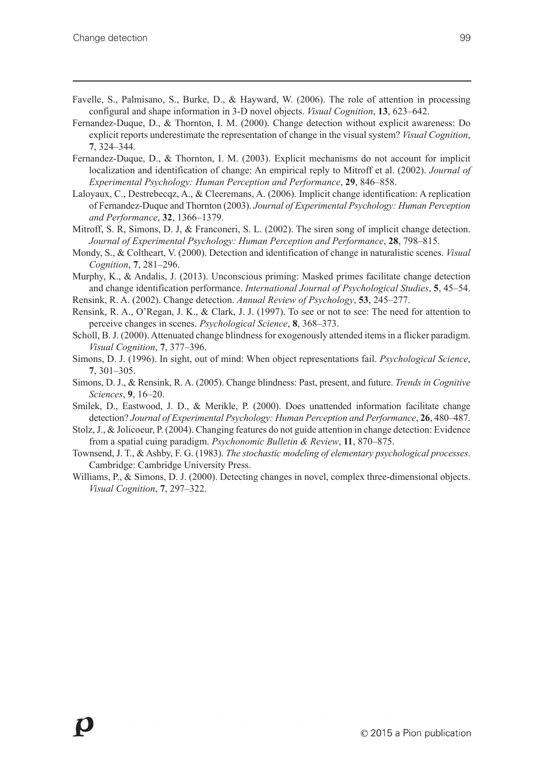Favelle, S., Palmisano, S., Burke, D., & Hayward, W. (2006). The role of attention in processing configural and shape information in 3-D novel objects. *Visual Cognition*, **13**, 623–642.

Fernandez-Duque, D., & Thornton, I. M. (2000). Change detection without explicit awareness: Do explicit reports underestimate the representation of change in the visual system? *Visual Cognition*, **7**, 324–344.

Fernandez-Duque, D., & Thornton, I. M. (2003). Explicit mechanisms do not account for implicit localization and identification of change: An empirical reply to Mitroff et al. (2002). *Journal of Experimental Psychology: Human Perception and Performance*, **29**, 846–858.

Laloyaux, C., Destrebecqz, A., & Cleeremans, A. (2006). Implicit change identification: A replication of Fernandez-Duque and Thornton (2003). *Journal of Experimental Psychology: Human Perception and Performance*, **32**, 1366–1379.

Mitroff, S. R, Simons, D. J, & Franconeri, S. L. (2002). The siren song of implicit change detection. *Journal of Experimental Psychology: Human Perception and Performance*, **28**, 798–815.

Mondy, S., & Coltheart, V. (2000). Detection and identification of change in naturalistic scenes. *Visual Cognition*, **7**, 281–296.

Murphy, K., & Andalis, J. (2013). Unconscious priming: Masked primes facilitate change detection and change identification performance. *International Journal of Psychological Studies*, **5**, 45–54.

Rensink, R. A. (2002). Change detection. *Annual Review of Psychology*, **53**, 245–277.

Rensink, R. A., O'Regan, J. K., & Clark, J. J. (1997). To see or not to see: The need for attention to perceive changes in scenes. *Psychological Science*, **8**, 368–373.

Scholl, B. J. (2000). Attenuated change blindness for exogenously attended items in a flicker paradigm. *Visual Cognition*, **7**, 377–396.

Simons, D. J. (1996). In sight, out of mind: When object representations fail. *Psychological Science*, **7**, 301–305.

Simons, D. J., & Rensink, R. A. (2005). Change blindness: Past, present, and future. *Trends in Cognitive Sciences*, **9**, 16–20.

Smilek, D., Eastwood, J. D., & Merikle, P. (2000). Does unattended information facilitate change detection? *Journal of Experimental Psychology: Human Perception and Performance*, **26**, 480–487.

Stolz, J., & Jolicoeur, P. (2004). Changing features do not guide attention in change detection: Evidence from a spatial cuing paradigm. *Psychonomic Bulletin & Review*, **11**, 870–875.

Townsend, J. T., & Ashby, F. G. (1983). *The stochastic modeling of elementary psychological processes*. Cambridge: Cambridge University Press.

Williams, P., & Simons, D. J. (2000). Detecting changes in novel, complex three-dimensional objects. *Visual Cognition*, **7**, 297–322.